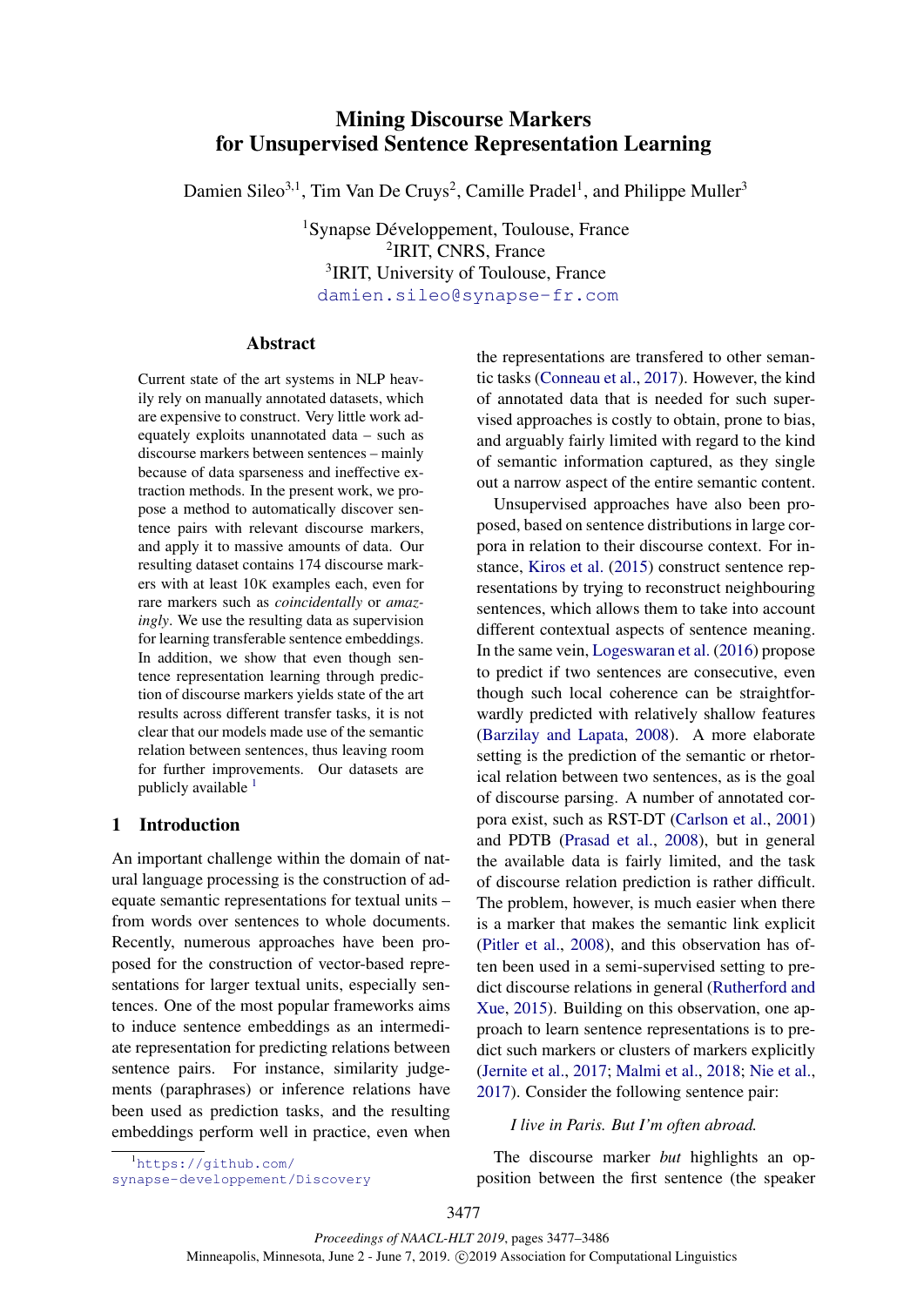# Mining Discourse Markers for Unsupervised Sentence Representation Learning

Damien Sileo[3,1], Tim Van De Cruys[2], Camille Pradel[1], and Philippe Muller[3]

[1]Synapse Développement, Toulouse, France
[2]IRIT, CNRS, France
[3]IRIT, University of Toulouse, France
damien.sileo@synapse-fr.com

## Abstract

Current state of the art systems in NLP heavily rely on manually annotated datasets, which are expensive to construct. Very little work adequately exploits unannotated data – such as discourse markers between sentences – mainly because of data sparseness and ineffective extraction methods. In the present work, we propose a method to automatically discover sentence pairs with relevant discourse markers, and apply it to massive amounts of data. Our resulting dataset contains 174 discourse markers with at least 10K examples each, even for rare markers such as *coincidentally* or *amazingly*. We use the resulting data as supervision for learning transferable sentence embeddings. In addition, we show that even though sentence representation learning through prediction of discourse markers yields state of the art results across different transfer tasks, it is not clear that our models made use of the semantic relation between sentences, thus leaving room for further improvements. Our datasets are publicly available [1]

## 1 Introduction

An important challenge within the domain of natural language processing is the construction of adequate semantic representations for textual units – from words over sentences to whole documents. Recently, numerous approaches have been proposed for the construction of vector-based representations for larger textual units, especially sentences. One of the most popular frameworks aims to induce sentence embeddings as an intermediate representation for predicting relations between sentence pairs. For instance, similarity judgements (paraphrases) or inference relations have been used as prediction tasks, and the resulting embeddings perform well in practice, even when the representations are transfered to other semantic tasks (Conneau et al., 2017). However, the kind of annotated data that is needed for such supervised approaches is costly to obtain, prone to bias, and arguably fairly limited with regard to the kind of semantic information captured, as they single out a narrow aspect of the entire semantic content.

Unsupervised approaches have also been proposed, based on sentence distributions in large corpora in relation to their discourse context. For instance, Kiros et al. (2015) construct sentence representations by trying to reconstruct neighbouring sentences, which allows them to take into account different contextual aspects of sentence meaning. In the same vein, Logeswaran et al. (2016) propose to predict if two sentences are consecutive, even though such local coherence can be straightforwardly predicted with relatively shallow features (Barzilay and Lapata, 2008). A more elaborate setting is the prediction of the semantic or rhetorical relation between two sentences, as is the goal of discourse parsing. A number of annotated corpora exist, such as RST-DT (Carlson et al., 2001) and PDTB (Prasad et al., 2008), but in general the available data is fairly limited, and the task of discourse relation prediction is rather difficult. The problem, however, is much easier when there is a marker that makes the semantic link explicit (Pitler et al., 2008), and this observation has often been used in a semi-supervised setting to predict discourse relations in general (Rutherford and Xue, 2015). Building on this observation, one approach to learn sentence representations is to predict such markers or clusters of markers explicitly (Jernite et al., 2017; Malmi et al., 2018; Nie et al., 2017). Consider the following sentence pair:

*I live in Paris. But I'm often abroad.*

The discourse marker *but* highlights an opposition between the first sentence (the speaker

[1]https://github.com/synapse-developpement/Discovery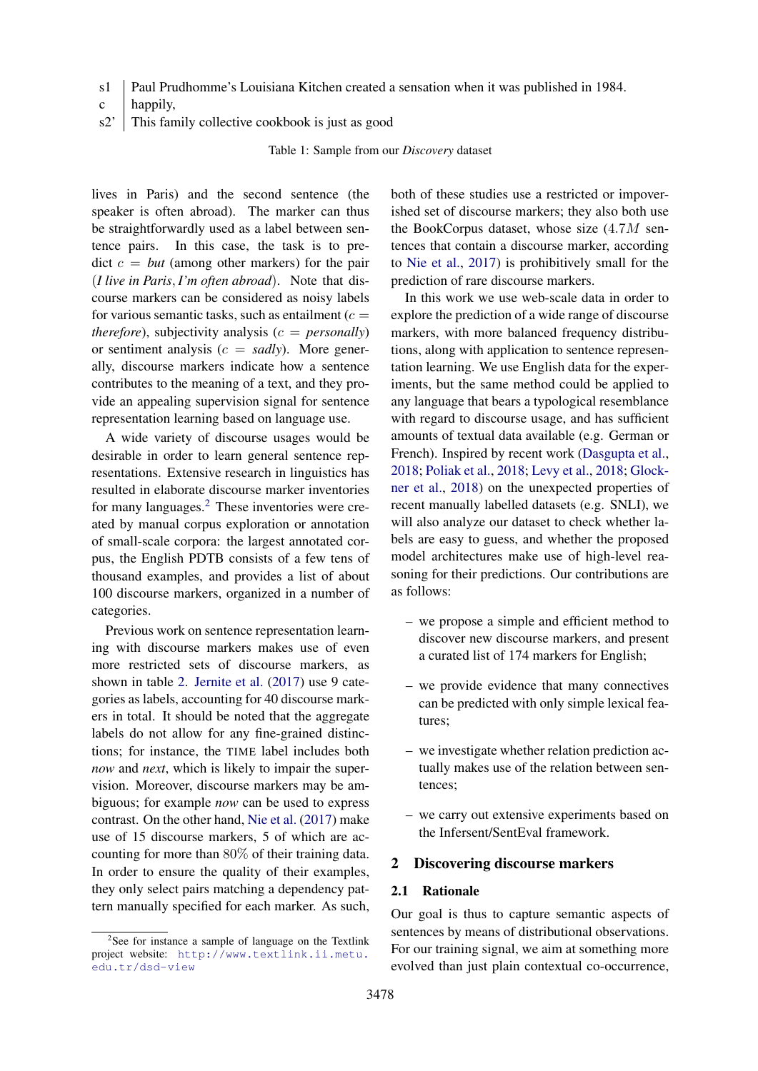| | |
|---|---|
| s1 | Paul Prudhomme's Louisiana Kitchen created a sensation when it was published in 1984. |
| c | happily, |
| s2' | This family collective cookbook is just as good |

Table 1: Sample from our *Discovery* dataset

lives in Paris) and the second sentence (the speaker is often abroad). The marker can thus be straightforwardly used as a label between sentence pairs. In this case, the task is to predict $c$ = *but* (among other markers) for the pair (*I live in Paris*, *I'm often abroad*). Note that discourse markers can be considered as noisy labels for various semantic tasks, such as entailment ($c$ = *therefore*), subjectivity analysis ($c$ = *personally*) or sentiment analysis ($c$ = *sadly*). More generally, discourse markers indicate how a sentence contributes to the meaning of a text, and they provide an appealing supervision signal for sentence representation learning based on language use.

A wide variety of discourse usages would be desirable in order to learn general sentence representations. Extensive research in linguistics has resulted in elaborate discourse marker inventories for many languages.[2] These inventories were created by manual corpus exploration or annotation of small-scale corpora: the largest annotated corpus, the English PDTB consists of a few tens of thousand examples, and provides a list of about 100 discourse markers, organized in a number of categories.

Previous work on sentence representation learning with discourse markers makes use of even more restricted sets of discourse markers, as shown in table 2. Jernite et al. (2017) use 9 categories as labels, accounting for 40 discourse markers in total. It should be noted that the aggregate labels do not allow for any fine-grained distinctions; for instance, the TIME label includes both *now* and *next*, which is likely to impair the supervision. Moreover, discourse markers may be ambiguous; for example *now* can be used to express contrast. On the other hand, Nie et al. (2017) make use of 15 discourse markers, 5 of which are accounting for more than 80% of their training data. In order to ensure the quality of their examples, they only select pairs matching a dependency pattern manually specified for each marker. As such, both of these studies use a restricted or impoverished set of discourse markers; they also both use the BookCorpus dataset, whose size ($4.7M$ sentences that contain a discourse marker, according to Nie et al., 2017) is prohibitively small for the prediction of rare discourse markers.

In this work we use web-scale data in order to explore the prediction of a wide range of discourse markers, with more balanced frequency distributions, along with application to sentence representation learning. We use English data for the experiments, but the same method could be applied to any language that bears a typological resemblance with regard to discourse usage, and has sufficient amounts of textual data available (e.g. German or French). Inspired by recent work (Dasgupta et al., 2018; Poliak et al., 2018; Levy et al., 2018; Glockner et al., 2018) on the unexpected properties of recent manually labelled datasets (e.g. SNLI), we will also analyze our dataset to check whether labels are easy to guess, and whether the proposed model architectures make use of high-level reasoning for their predictions. Our contributions are as follows:

- we propose a simple and efficient method to discover new discourse markers, and present a curated list of 174 markers for English;
- we provide evidence that many connectives can be predicted with only simple lexical features;
- we investigate whether relation prediction actually makes use of the relation between sentences;
- we carry out extensive experiments based on the Infersent/SentEval framework.

## 2 Discovering discourse markers

### 2.1 Rationale

Our goal is thus to capture semantic aspects of sentences by means of distributional observations. For our training signal, we aim at something more evolved than just plain contextual co-occurrence,

[2] See for instance a sample of language on the Textlink project website: http://www.textlink.ii.metu.edu.tr/dsd-view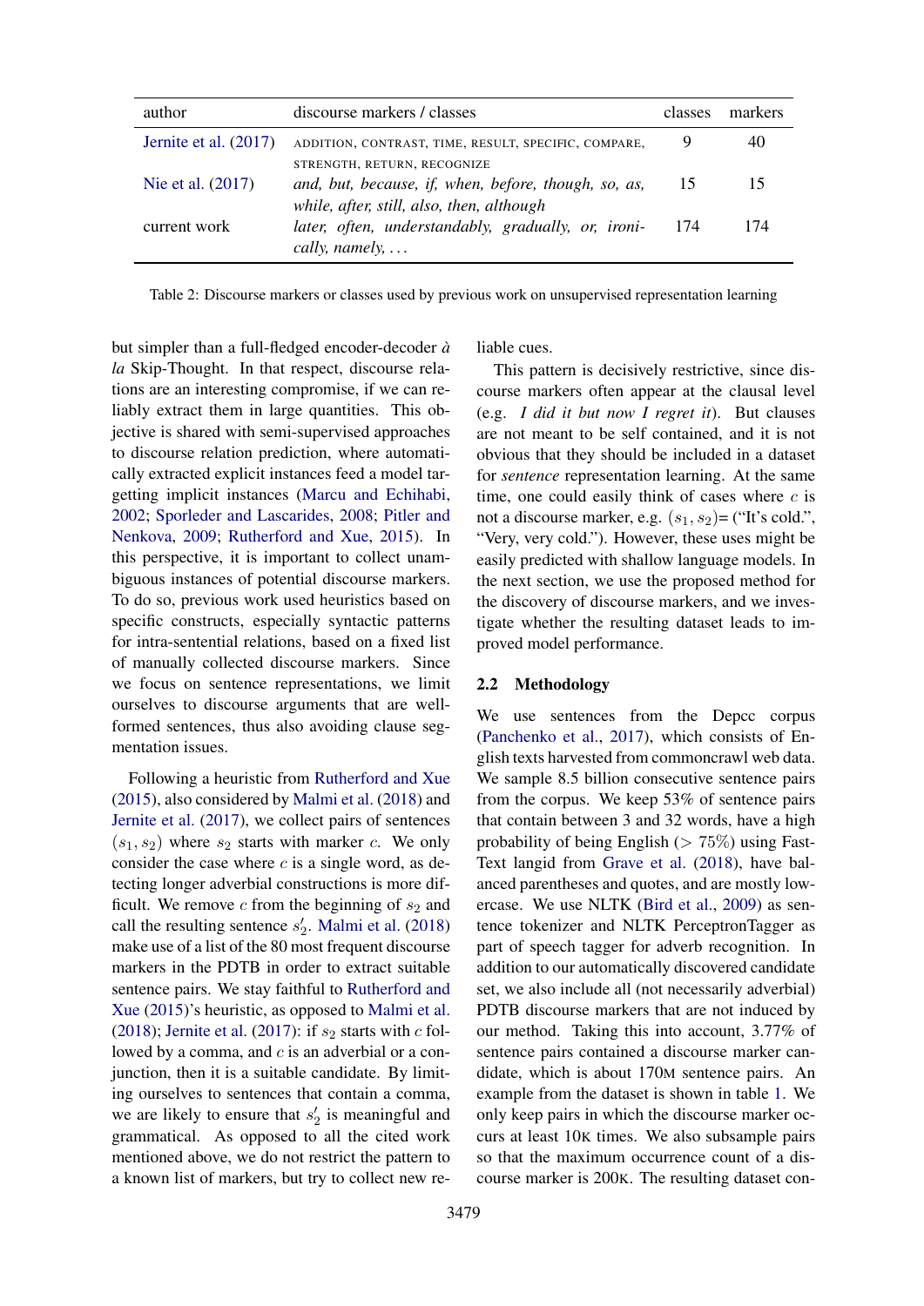| author | discourse markers / classes | classes | markers |
|---|---|---|---|
| Jernite et al. (2017) | ADDITION, CONTRAST, TIME, RESULT, SPECIFIC, COMPARE, STRENGTH, RETURN, RECOGNIZE | 9 | 40 |
| Nie et al. (2017) | *and, but, because, if, when, before, though, so, as, while, after, still, also, then, although* | 15 | 15 |
| current work | *later, often, understandably, gradually, or, ironically, namely, ...* | 174 | 174 |

Table 2: Discourse markers or classes used by previous work on unsupervised representation learning

but simpler than a full-fledged encoder-decoder *à la* Skip-Thought. In that respect, discourse relations are an interesting compromise, if we can reliably extract them in large quantities. This objective is shared with semi-supervised approaches to discourse relation prediction, where automatically extracted explicit instances feed a model targeting implicit instances (Marcu and Echihabi, 2002; Sporleder and Lascarides, 2008; Pitler and Nenkova, 2009; Rutherford and Xue, 2015). In this perspective, it is important to collect unambiguous instances of potential discourse markers. To do so, previous work used heuristics based on specific constructs, especially syntactic patterns for intra-sentential relations, based on a fixed list of manually collected discourse markers. Since we focus on sentence representations, we limit ourselves to discourse arguments that are well-formed sentences, thus also avoiding clause segmentation issues.

Following a heuristic from Rutherford and Xue (2015), also considered by Malmi et al. (2018) and Jernite et al. (2017), we collect pairs of sentences $(s_1, s_2)$ where $s_2$ starts with marker $c$. We only consider the case where $c$ is a single word, as detecting longer adverbial constructions is more difficult. We remove $c$ from the beginning of $s_2$ and call the resulting sentence $s_2'$. Malmi et al. (2018) make use of a list of the 80 most frequent discourse markers in the PDTB in order to extract suitable sentence pairs. We stay faithful to Rutherford and Xue (2015)'s heuristic, as opposed to Malmi et al. (2018); Jernite et al. (2017): if $s_2$ starts with $c$ followed by a comma, and $c$ is an adverbial or a conjunction, then it is a suitable candidate. By limiting ourselves to sentences that contain a comma, we are likely to ensure that $s_2'$ is meaningful and grammatical. As opposed to all the cited work mentioned above, we do not restrict the pattern to a known list of markers, but try to collect new reliable cues.

This pattern is decisively restrictive, since discourse markers often appear at the clausal level (e.g. *I did it but now I regret it*). But clauses are not meant to be self contained, and it is not obvious that they should be included in a dataset for *sentence* representation learning. At the same time, one could easily think of cases where $c$ is not a discourse marker, e.g. $(s_1, s_2)$= ("It's cold.", "Very, very cold."). However, these uses might be easily predicted with shallow language models. In the next section, we use the proposed method for the discovery of discourse markers, and we investigate whether the resulting dataset leads to improved model performance.

## 2.2 Methodology

We use sentences from the Depcc corpus (Panchenko et al., 2017), which consists of English texts harvested from commoncrawl web data. We sample 8.5 billion consecutive sentence pairs from the corpus. We keep 53% of sentence pairs that contain between 3 and 32 words, have a high probability of being English ($> 75\%$) using FastText langid from Grave et al. (2018), have balanced parentheses and quotes, and are mostly lowercase. We use NLTK (Bird et al., 2009) as sentence tokenizer and NLTK PerceptronTagger as part of speech tagger for adverb recognition. In addition to our automatically discovered candidate set, we also include all (not necessarily adverbial) PDTB discourse markers that are not induced by our method. Taking this into account, 3.77% of sentence pairs contained a discourse marker candidate, which is about 170M sentence pairs. An example from the dataset is shown in table 1. We only keep pairs in which the discourse marker occurs at least 10K times. We also subsample pairs so that the maximum occurrence count of a discourse marker is 200K. The resulting dataset con-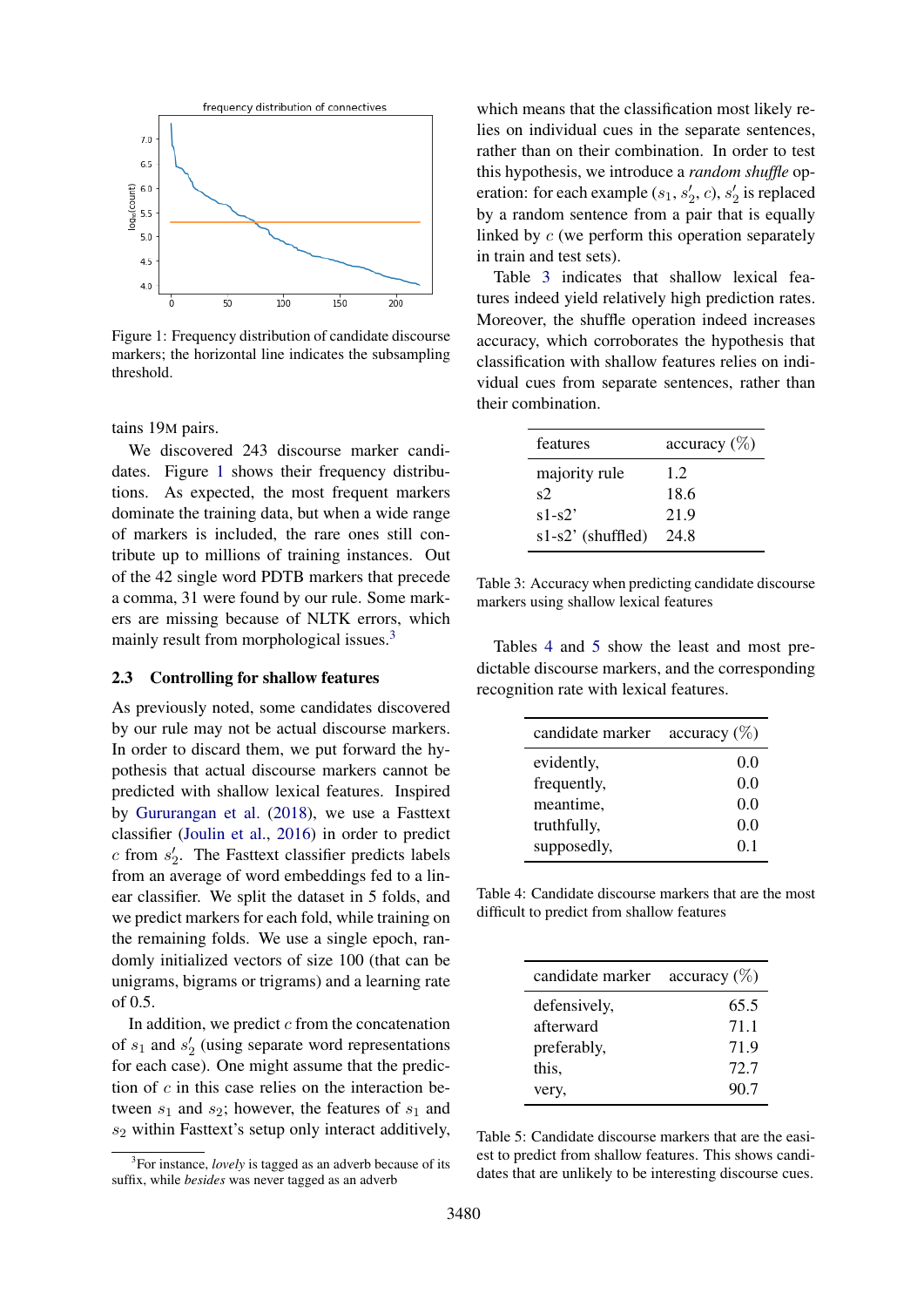Figure 1: Frequency distribution of candidate discourse markers; the horizontal line indicates the subsampling threshold.

tains 19M pairs.

We discovered 243 discourse marker candidates. Figure 1 shows their frequency distributions. As expected, the most frequent markers dominate the training data, but when a wide range of markers is included, the rare ones still contribute up to millions of training instances. Out of the 42 single word PDTB markers that precede a comma, 31 were found by our rule. Some markers are missing because of NLTK errors, which mainly result from morphological issues.[3]

### 2.3 Controlling for shallow features

As previously noted, some candidates discovered by our rule may not be actual discourse markers. In order to discard them, we put forward the hypothesis that actual discourse markers cannot be predicted with shallow lexical features. Inspired by Gururangan et al. (2018), we use a Fasttext classifier (Joulin et al., 2016) in order to predict $c$ from $s_2'$. The Fasttext classifier predicts labels from an average of word embeddings fed to a linear classifier. We split the dataset in 5 folds, and we predict markers for each fold, while training on the remaining folds. We use a single epoch, randomly initialized vectors of size 100 (that can be unigrams, bigrams or trigrams) and a learning rate of 0.5.

In addition, we predict $c$ from the concatenation of $s_1$ and $s_2'$ (using separate word representations for each case). One might assume that the prediction of $c$ in this case relies on the interaction between $s_1$ and $s_2$; however, the features of $s_1$ and $s_2$ within Fasttext's setup only interact additively, which means that the classification most likely relies on individual cues in the separate sentences, rather than on their combination. In order to test this hypothesis, we introduce a *random shuffle* operation: for each example ($s_1$, $s_2'$, $c$), $s_2'$ is replaced by a random sentence from a pair that is equally linked by $c$ (we perform this operation separately in train and test sets).

Table 3 indicates that shallow lexical features indeed yield relatively high prediction rates. Moreover, the shuffle operation indeed increases accuracy, which corroborates the hypothesis that classification with shallow features relies on individual cues from separate sentences, rather than their combination.

| features | accuracy (%) |
|---|---|
| majority rule | 1.2 |
| s2 | 18.6 |
| s1-s2' | 21.9 |
| s1-s2' (shuffled) | 24.8 |

Table 3: Accuracy when predicting candidate discourse markers using shallow lexical features

Tables 4 and 5 show the least and most predictable discourse markers, and the corresponding recognition rate with lexical features.

| candidate marker | accuracy (%) |
|---|---|
| evidently, | 0.0 |
| frequently, | 0.0 |
| meantime, | 0.0 |
| truthfully, | 0.0 |
| supposedly, | 0.1 |

Table 4: Candidate discourse markers that are the most difficult to predict from shallow features

| candidate marker | accuracy (%) |
|---|---|
| defensively, | 65.5 |
| afterward | 71.1 |
| preferably, | 71.9 |
| this, | 72.7 |
| very, | 90.7 |

Table 5: Candidate discourse markers that are the easiest to predict from shallow features. This shows candidates that are unlikely to be interesting discourse cues.

[3] For instance, *lovely* is tagged as an adverb because of its suffix, while *besides* was never tagged as an adverb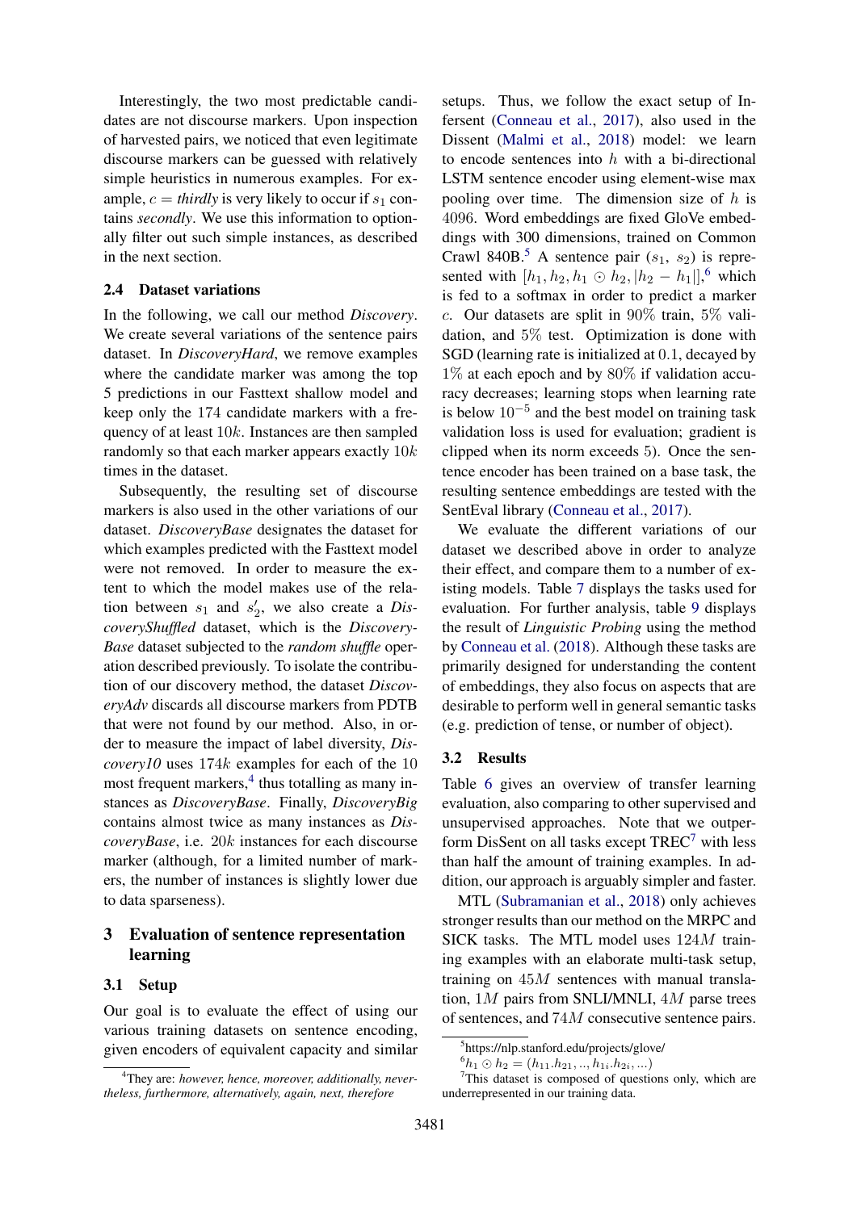Interestingly, the two most predictable candidates are not discourse markers. Upon inspection of harvested pairs, we noticed that even legitimate discourse markers can be guessed with relatively simple heuristics in numerous examples. For example, $c =$ *thirdly* is very likely to occur if $s_1$ contains *secondly*. We use this information to optionally filter out such simple instances, as described in the next section.

### 2.4 Dataset variations

In the following, we call our method *Discovery*. We create several variations of the sentence pairs dataset. In *DiscoveryHard*, we remove examples where the candidate marker was among the top 5 predictions in our Fasttext shallow model and keep only the 174 candidate markers with a frequency of at least $10k$. Instances are then sampled randomly so that each marker appears exactly $10k$ times in the dataset.

Subsequently, the resulting set of discourse markers is also used in the other variations of our dataset. *DiscoveryBase* designates the dataset for which examples predicted with the Fasttext model were not removed. In order to measure the extent to which the model makes use of the relation between $s_1$ and $s'_2$, we also create a *DiscoveryShuffled* dataset, which is the *DiscoveryBase* dataset subjected to the *random shuffle* operation described previously. To isolate the contribution of our discovery method, the dataset *DiscoveryAdv* discards all discourse markers from PDTB that were not found by our method. Also, in order to measure the impact of label diversity, *Discovery10* uses $174k$ examples for each of the 10 most frequent markers,[4] thus totalling as many instances as *DiscoveryBase*. Finally, *DiscoveryBig* contains almost twice as many instances as *DiscoveryBase*, i.e. $20k$ instances for each discourse marker (although, for a limited number of markers, the number of instances is slightly lower due to data sparseness).

## 3 Evaluation of sentence representation learning

### 3.1 Setup

Our goal is to evaluate the effect of using our various training datasets on sentence encoding, given encoders of equivalent capacity and similar setups. Thus, we follow the exact setup of Infersent (Conneau et al., 2017), also used in the Dissent (Malmi et al., 2018) model: we learn to encode sentences into $h$ with a bi-directional LSTM sentence encoder using element-wise max pooling over time. The dimension size of $h$ is 4096. Word embeddings are fixed GloVe embeddings with 300 dimensions, trained on Common Crawl 840B.[5] A sentence pair ($s_1$, $s_2$) is represented with $[h_1, h_2, h_1 \odot h_2, |h_2 - h_1|]$,[6] which is fed to a softmax in order to predict a marker $c$. Our datasets are split in 90% train, 5% validation, and 5% test. Optimization is done with SGD (learning rate is initialized at 0.1, decayed by 1% at each epoch and by 80% if validation accuracy decreases; learning stops when learning rate is below $10^{-5}$ and the best model on training task validation loss is used for evaluation; gradient is clipped when its norm exceeds 5). Once the sentence encoder has been trained on a base task, the resulting sentence embeddings are tested with the SentEval library (Conneau et al., 2017).

We evaluate the different variations of our dataset we described above in order to analyze their effect, and compare them to a number of existing models. Table 7 displays the tasks used for evaluation. For further analysis, table 9 displays the result of *Linguistic Probing* using the method by Conneau et al. (2018). Although these tasks are primarily designed for understanding the content of embeddings, they also focus on aspects that are desirable to perform well in general semantic tasks (e.g. prediction of tense, or number of object).

### 3.2 Results

Table 6 gives an overview of transfer learning evaluation, also comparing to other supervised and unsupervised approaches. Note that we outperform DisSent on all tasks except TREC[7] with less than half the amount of training examples. In addition, our approach is arguably simpler and faster.

MTL (Subramanian et al., 2018) only achieves stronger results than our method on the MRPC and SICK tasks. The MTL model uses $124M$ training examples with an elaborate multi-task setup, training on $45M$ sentences with manual translation, $1M$ pairs from SNLI/MNLI, $4M$ parse trees of sentences, and $74M$ consecutive sentence pairs.

---

[4] They are: *however, hence, moreover, additionally, nevertheless, furthermore, alternatively, again, next, therefore*

[5] https://nlp.stanford.edu/projects/glove/

[6] $h_1 \odot h_2 = (h_{11}.h_{21}, .., h_{1i}.h_{2i}, ...)$

[7] This dataset is composed of questions only, which are underrepresented in our training data.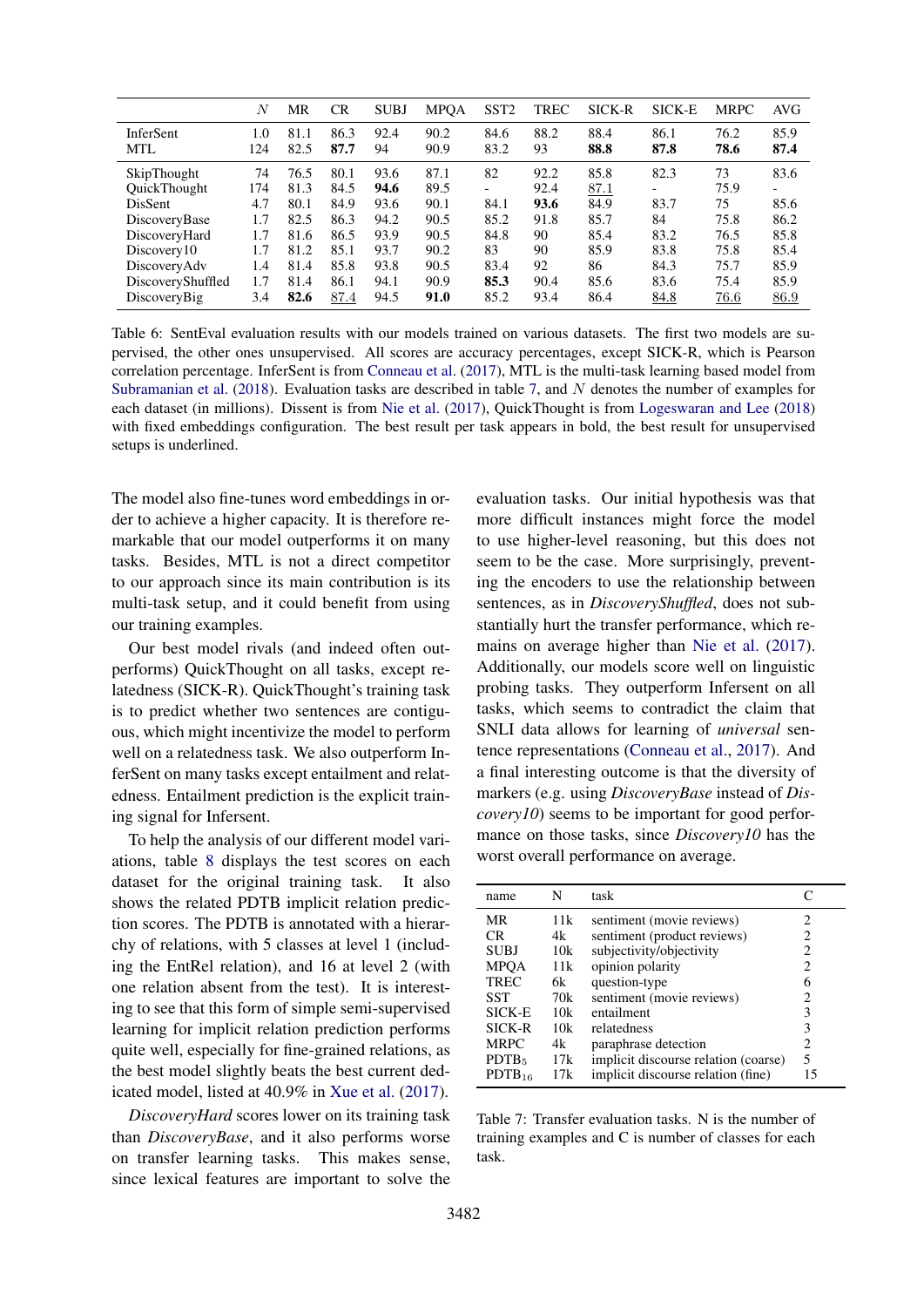| | $N$ | MR | CR | SUBJ | MPQA | SST2 | TREC | SICK-R | SICK-E | MRPC | AVG |
|---|---|---|---|---|---|---|---|---|---|---|---|
| InferSent | 1.0 | 81.1 | 86.3 | 92.4 | 90.2 | 84.6 | 88.2 | 88.4 | 86.1 | 76.2 | 85.9 |
| MTL | 124 | 82.5 | **87.7** | 94 | 90.9 | 83.2 | 93 | **88.8** | **87.8** | **78.6** | **87.4** |
| SkipThought | 74 | 76.5 | 80.1 | 93.6 | 87.1 | 82 | 92.2 | 85.8 | 82.3 | 73 | 83.6 |
| QuickThought | 174 | 81.3 | 84.5 | **94.6** | 89.5 | - | 92.4 | <u>87.1</u> | - | 75.9 | - |
| DisSent | 4.7 | 80.1 | 84.9 | 93.6 | 90.1 | 84.1 | **93.6** | 84.9 | 83.7 | 75 | 85.6 |
| DiscoveryBase | 1.7 | 82.5 | 86.3 | 94.2 | 90.5 | 85.2 | 91.8 | 85.7 | 84 | 75.8 | 86.2 |
| DiscoveryHard | 1.7 | 81.6 | 86.5 | 93.9 | 90.5 | 84.8 | 90 | 85.4 | 83.2 | 76.5 | 85.8 |
| Discovery10 | 1.7 | 81.2 | 85.1 | 93.7 | 90.2 | 83 | 90 | 85.9 | 83.8 | 75.8 | 85.4 |
| DiscoveryAdv | 1.4 | 81.4 | 85.8 | 93.8 | 90.5 | 83.4 | 92 | 86 | 84.3 | 75.7 | 85.9 |
| DiscoveryShuffled | 1.7 | 81.4 | 86.1 | 94.1 | 90.9 | **85.3** | 90.4 | 85.6 | 83.6 | 75.4 | 85.9 |
| DiscoveryBig | 3.4 | **82.6** | <u>87.4</u> | 94.5 | **91.0** | 85.2 | 93.4 | 86.4 | <u>84.8</u> | <u>76.6</u> | <u>86.9</u> |

Table 6: SentEval evaluation results with our models trained on various datasets. The first two models are supervised, the other ones unsupervised. All scores are accuracy percentages, except SICK-R, which is Pearson correlation percentage. InferSent is from Conneau et al. (2017), MTL is the multi-task learning based model from Subramanian et al. (2018). Evaluation tasks are described in table 7, and $N$ denotes the number of examples for each dataset (in millions). Dissent is from Nie et al. (2017), QuickThought is from Logeswaran and Lee (2018) with fixed embeddings configuration. The best result per task appears in bold, the best result for unsupervised setups is underlined.

The model also fine-tunes word embeddings in order to achieve a higher capacity. It is therefore remarkable that our model outperforms it on many tasks. Besides, MTL is not a direct competitor to our approach since its main contribution is its multi-task setup, and it could benefit from using our training examples.

Our best model rivals (and indeed often outperforms) QuickThought on all tasks, except relatedness (SICK-R). QuickThought's training task is to predict whether two sentences are contiguous, which might incentivize the model to perform well on a relatedness task. We also outperform InferSent on many tasks except entailment and relatedness. Entailment prediction is the explicit training signal for Infersent.

To help the analysis of our different model variations, table 8 displays the test scores on each dataset for the original training task. It also shows the related PDTB implicit relation prediction scores. The PDTB is annotated with a hierarchy of relations, with 5 classes at level 1 (including the EntRel relation), and 16 at level 2 (with one relation absent from the test). It is interesting to see that this form of simple semi-supervised learning for implicit relation prediction performs quite well, especially for fine-grained relations, as the best model slightly beats the best current dedicated model, listed at 40.9% in Xue et al. (2017).

*DiscoveryHard* scores lower on its training task than *DiscoveryBase*, and it also performs worse on transfer learning tasks. This makes sense, since lexical features are important to solve the evaluation tasks. Our initial hypothesis was that more difficult instances might force the model to use higher-level reasoning, but this does not seem to be the case. More surprisingly, preventing the encoders to use the relationship between sentences, as in *DiscoveryShuffled*, does not substantially hurt the transfer performance, which remains on average higher than Nie et al. (2017). Additionally, our models score well on linguistic probing tasks. They outperform Infersent on all tasks, which seems to contradict the claim that SNLI data allows for learning of *universal* sentence representations (Conneau et al., 2017). And a final interesting outcome is that the diversity of markers (e.g. using *DiscoveryBase* instead of *Discovery10*) seems to be important for good performance on those tasks, since *Discovery10* has the worst overall performance on average.

| name | N | task | C |
|---|---|---|---|
| MR | 11k | sentiment (movie reviews) | 2 |
| CR | 4k | sentiment (product reviews) | 2 |
| SUBJ | 10k | subjectivity/objectivity | 2 |
| MPQA | 11k | opinion polarity | 2 |
| TREC | 6k | question-type | 6 |
| SST | 70k | sentiment (movie reviews) | 2 |
| SICK-E | 10k | entailment | 3 |
| SICK-R | 10k | relatedness | 3 |
| MRPC | 4k | paraphrase detection | 2 |
| $PDTB_5$ | 17k | implicit discourse relation (coarse) | 5 |
| $PDTB_{16}$ | 17k | implicit discourse relation (fine) | 15 |

Table 7: Transfer evaluation tasks. N is the number of training examples and C is number of classes for each task.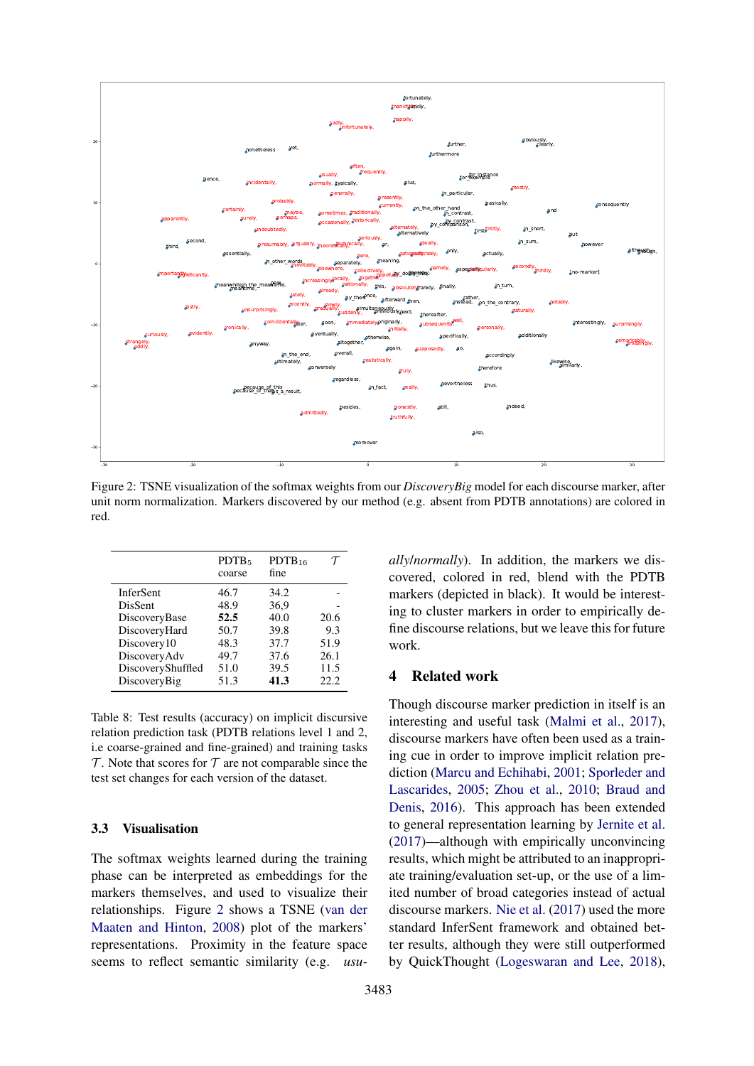Figure 2: TSNE visualization of the softmax weights from our *DiscoveryBig* model for each discourse marker, after unit norm normalization. Markers discovered by our method (e.g. absent from PDTB annotations) are colored in red.

|  | PDTB$_5$ coarse | PDTB$_{16}$ fine | $\mathcal{T}$ |
|---|---|---|---|
| InferSent | 46.7 | 34.2 | - |
| DisSent | 48.9 | 36,9 | - |
| DiscoveryBase | **52.5** | 40.0 | 20.6 |
| DiscoveryHard | 50.7 | 39.8 | 9.3 |
| Discovery10 | 48.3 | 37.7 | 51.9 |
| DiscoveryAdv | 49.7 | 37.6 | 26.1 |
| DiscoveryShuffled | 51.0 | 39.5 | 11.5 |
| DiscoveryBig | 51.3 | **41.3** | 22.2 |

Table 8: Test results (accuracy) on implicit discursive relation prediction task (PDTB relations level 1 and 2, i.e coarse-grained and fine-grained) and training tasks $\mathcal{T}$. Note that scores for $\mathcal{T}$ are not comparable since the test set changes for each version of the dataset.

### 3.3 Visualisation

The softmax weights learned during the training phase can be interpreted as embeddings for the markers themselves, and used to visualize their relationships. Figure 2 shows a TSNE (van der Maaten and Hinton, 2008) plot of the markers' representations. Proximity in the feature space seems to reflect semantic similarity (e.g. *usually/normally*). In addition, the markers we discovered, colored in red, blend with the PDTB markers (depicted in black). It would be interesting to cluster markers in order to empirically define discourse relations, but we leave this for future work.

## 4 Related work

Though discourse marker prediction in itself is an interesting and useful task (Malmi et al., 2017), discourse markers have often been used as a training cue in order to improve implicit relation prediction (Marcu and Echihabi, 2001; Sporleder and Lascarides, 2005; Zhou et al., 2010; Braud and Denis, 2016). This approach has been extended to general representation learning by Jernite et al. (2017)—although with empirically unconvincing results, which might be attributed to an inappropriate training/evaluation set-up, or the use of a limited number of broad categories instead of actual discourse markers. Nie et al. (2017) used the more standard InferSent framework and obtained better results, although they were still outperformed by QuickThought (Logeswaran and Lee, 2018),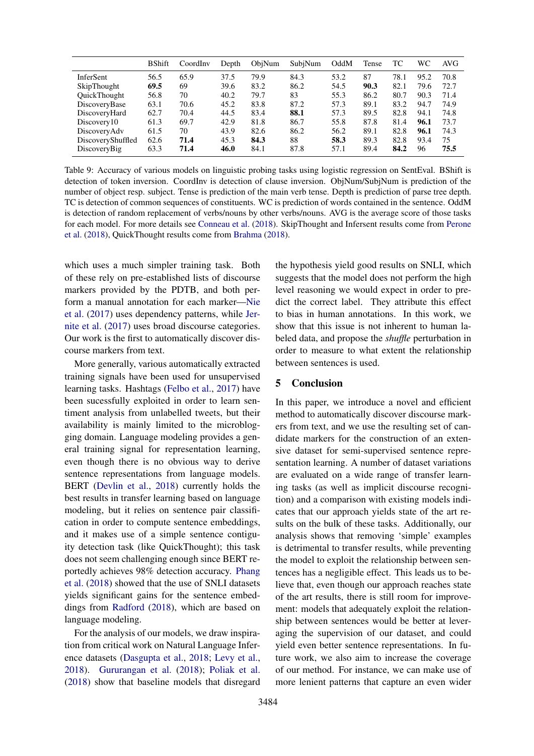| | BShift | CoordInv | Depth | ObjNum | SubjNum | OddM | Tense | TC | WC | AVG |
|---|---|---|---|---|---|---|---|---|---|---|
| InferSent | 56.5 | 65.9 | 37.5 | 79.9 | 84.3 | 53.2 | 87 | 78.1 | 95.2 | 70.8 |
| SkipThought | **69.5** | 69 | 39.6 | 83.2 | 86.2 | 54.5 | **90.3** | 82.1 | 79.6 | 72.7 |
| QuickThought | 56.8 | 70 | 40.2 | 79.7 | 83 | 55.3 | 86.2 | 80.7 | 90.3 | 71.4 |
| DiscoveryBase | 63.1 | 70.6 | 45.2 | 83.8 | 87.2 | 57.3 | 89.1 | 83.2 | 94.7 | 74.9 |
| DiscoveryHard | 62.7 | 70.4 | 44.5 | 83.4 | **88.1** | 57.3 | 89.5 | 82.8 | 94.1 | 74.8 |
| Discovery10 | 61.3 | 69.7 | 42.9 | 81.8 | 86.7 | 55.8 | 87.8 | 81.4 | **96.1** | 73.7 |
| DiscoveryAdv | 61.5 | 70 | 43.9 | 82.6 | 86.2 | 56.2 | 89.1 | 82.8 | **96.1** | 74.3 |
| DiscoveryShuffled | 62.6 | **71.4** | 45.3 | **84.3** | 88 | **58.3** | 89.3 | 82.8 | 93.4 | 75 |
| DiscoveryBig | 63.3 | **71.4** | **46.0** | 84.1 | 87.8 | 57.1 | 89.4 | **84.2** | 96 | **75.5** |

Table 9: Accuracy of various models on linguistic probing tasks using logistic regression on SentEval. BShift is detection of token inversion. CoordInv is detection of clause inversion. ObjNum/SubjNum is prediction of the number of object resp. subject. Tense is prediction of the main verb tense. Depth is prediction of parse tree depth. TC is detection of common sequences of constituents. WC is prediction of words contained in the sentence. OddM is detection of random replacement of verbs/nouns by other verbs/nouns. AVG is the average score of those tasks for each model. For more details see Conneau et al. (2018). SkipThought and Infersent results come from Perone et al. (2018), QuickThought results come from Brahma (2018).

which uses a much simpler training task. Both of these rely on pre-established lists of discourse markers provided by the PDTB, and both perform a manual annotation for each marker—Nie et al. (2017) uses dependency patterns, while Jernite et al. (2017) uses broad discourse categories. Our work is the first to automatically discover discourse markers from text.

More generally, various automatically extracted training signals have been used for unsupervised learning tasks. Hashtags (Felbo et al., 2017) have been sucessfully exploited in order to learn sentiment analysis from unlabelled tweets, but their availability is mainly limited to the microblogging domain. Language modeling provides a general training signal for representation learning, even though there is no obvious way to derive sentence representations from language models. BERT (Devlin et al., 2018) currently holds the best results in transfer learning based on language modeling, but it relies on sentence pair classification in order to compute sentence embeddings, and it makes use of a simple sentence contiguity detection task (like QuickThought); this task does not seem challenging enough since BERT reportedly achieves 98% detection accuracy. Phang et al. (2018) showed that the use of SNLI datasets yields significant gains for the sentence embeddings from Radford (2018), which are based on language modeling.

For the analysis of our models, we draw inspiration from critical work on Natural Language Inference datasets (Dasgupta et al., 2018; Levy et al., 2018). Gururangan et al. (2018); Poliak et al. (2018) show that baseline models that disregard the hypothesis yield good results on SNLI, which suggests that the model does not perform the high level reasoning we would expect in order to predict the correct label. They attribute this effect to bias in human annotations. In this work, we show that this issue is not inherent to human labeled data, and propose the *shuffle* perturbation in order to measure to what extent the relationship between sentences is used.

## 5 Conclusion

In this paper, we introduce a novel and efficient method to automatically discover discourse markers from text, and we use the resulting set of candidate markers for the construction of an extensive dataset for semi-supervised sentence representation learning. A number of dataset variations are evaluated on a wide range of transfer learning tasks (as well as implicit discourse recognition) and a comparison with existing models indicates that our approach yields state of the art results on the bulk of these tasks. Additionally, our analysis shows that removing 'simple' examples is detrimental to transfer results, while preventing the model to exploit the relationship between sentences has a negligible effect. This leads us to believe that, even though our approach reaches state of the art results, there is still room for improvement: models that adequately exploit the relationship between sentences would be better at leveraging the supervision of our dataset, and could yield even better sentence representations. In future work, we also aim to increase the coverage of our method. For instance, we can make use of more lenient patterns that capture an even wider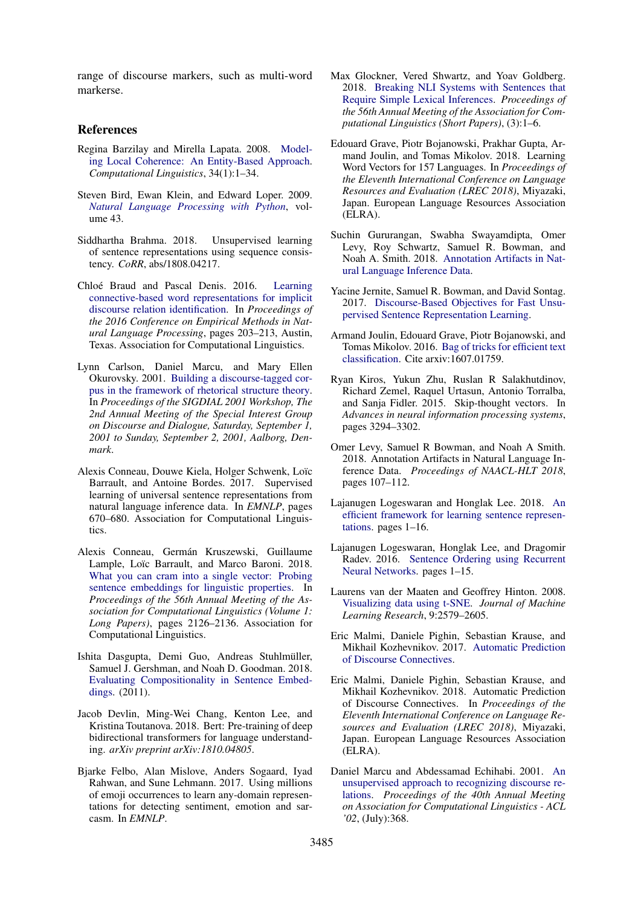range of discourse markers, such as multi-word markerse.

## References

Regina Barzilay and Mirella Lapata. 2008. Modeling Local Coherence: An Entity-Based Approach. *Computational Linguistics*, 34(1):1–34.

Steven Bird, Ewan Klein, and Edward Loper. 2009. *Natural Language Processing with Python*, volume 43.

Siddhartha Brahma. 2018. Unsupervised learning of sentence representations using sequence consistency. *CoRR*, abs/1808.04217.

Chloé Braud and Pascal Denis. 2016. Learning connective-based word representations for implicit discourse relation identification. In *Proceedings of the 2016 Conference on Empirical Methods in Natural Language Processing*, pages 203–213, Austin, Texas. Association for Computational Linguistics.

Lynn Carlson, Daniel Marcu, and Mary Ellen Okurovsky. 2001. Building a discourse-tagged corpus in the framework of rhetorical structure theory. In *Proceedings of the SIGDIAL 2001 Workshop, The 2nd Annual Meeting of the Special Interest Group on Discourse and Dialogue, Saturday, September 1, 2001 to Sunday, September 2, 2001, Aalborg, Denmark*.

Alexis Conneau, Douwe Kiela, Holger Schwenk, Loïc Barrault, and Antoine Bordes. 2017. Supervised learning of universal sentence representations from natural language inference data. In *EMNLP*, pages 670–680. Association for Computational Linguistics.

Alexis Conneau, Germán Kruszewski, Guillaume Lample, Loïc Barrault, and Marco Baroni. 2018. What you can cram into a single vector: Probing sentence embeddings for linguistic properties. In *Proceedings of the 56th Annual Meeting of the Association for Computational Linguistics (Volume 1: Long Papers)*, pages 2126–2136. Association for Computational Linguistics.

Ishita Dasgupta, Demi Guo, Andreas Stuhlmüller, Samuel J. Gershman, and Noah D. Goodman. 2018. Evaluating Compositionality in Sentence Embeddings. (2011).

Jacob Devlin, Ming-Wei Chang, Kenton Lee, and Kristina Toutanova. 2018. Bert: Pre-training of deep bidirectional transformers for language understanding. *arXiv preprint arXiv:1810.04805*.

Bjarke Felbo, Alan Mislove, Anders Sogaard, Iyad Rahwan, and Sune Lehmann. 2017. Using millions of emoji occurrences to learn any-domain representations for detecting sentiment, emotion and sarcasm. In *EMNLP*.

Max Glockner, Vered Shwartz, and Yoav Goldberg. 2018. Breaking NLI Systems with Sentences that Require Simple Lexical Inferences. *Proceedings of the 56th Annual Meeting of the Association for Computational Linguistics (Short Papers)*, (3):1–6.

Edouard Grave, Piotr Bojanowski, Prakhar Gupta, Armand Joulin, and Tomas Mikolov. 2018. Learning Word Vectors for 157 Languages. In *Proceedings of the Eleventh International Conference on Language Resources and Evaluation (LREC 2018)*, Miyazaki, Japan. European Language Resources Association (ELRA).

Suchin Gururangan, Swabha Swayamdipta, Omer Levy, Roy Schwartz, Samuel R. Bowman, and Noah A. Smith. 2018. Annotation Artifacts in Natural Language Inference Data.

Yacine Jernite, Samuel R. Bowman, and David Sontag. 2017. Discourse-Based Objectives for Fast Unsupervised Sentence Representation Learning.

Armand Joulin, Edouard Grave, Piotr Bojanowski, and Tomas Mikolov. 2016. Bag of tricks for efficient text classification. Cite arxiv:1607.01759.

Ryan Kiros, Yukun Zhu, Ruslan R Salakhutdinov, Richard Zemel, Raquel Urtasun, Antonio Torralba, and Sanja Fidler. 2015. Skip-thought vectors. In *Advances in neural information processing systems*, pages 3294–3302.

Omer Levy, Samuel R Bowman, and Noah A Smith. 2018. Annotation Artifacts in Natural Language Inference Data. *Proceedings of NAACL-HLT 2018*, pages 107–112.

Lajanugen Logeswaran and Honglak Lee. 2018. An efficient framework for learning sentence representations. pages 1–16.

Lajanugen Logeswaran, Honglak Lee, and Dragomir Radev. 2016. Sentence Ordering using Recurrent Neural Networks. pages 1–15.

Laurens van der Maaten and Geoffrey Hinton. 2008. Visualizing data using t-SNE. *Journal of Machine Learning Research*, 9:2579–2605.

Eric Malmi, Daniele Pighin, Sebastian Krause, and Mikhail Kozhevnikov. 2017. Automatic Prediction of Discourse Connectives.

Eric Malmi, Daniele Pighin, Sebastian Krause, and Mikhail Kozhevnikov. 2018. Automatic Prediction of Discourse Connectives. In *Proceedings of the Eleventh International Conference on Language Resources and Evaluation (LREC 2018)*, Miyazaki, Japan. European Language Resources Association (ELRA).

Daniel Marcu and Abdessamad Echihabi. 2001. An unsupervised approach to recognizing discourse relations. *Proceedings of the 40th Annual Meeting on Association for Computational Linguistics - ACL '02*, (July):368.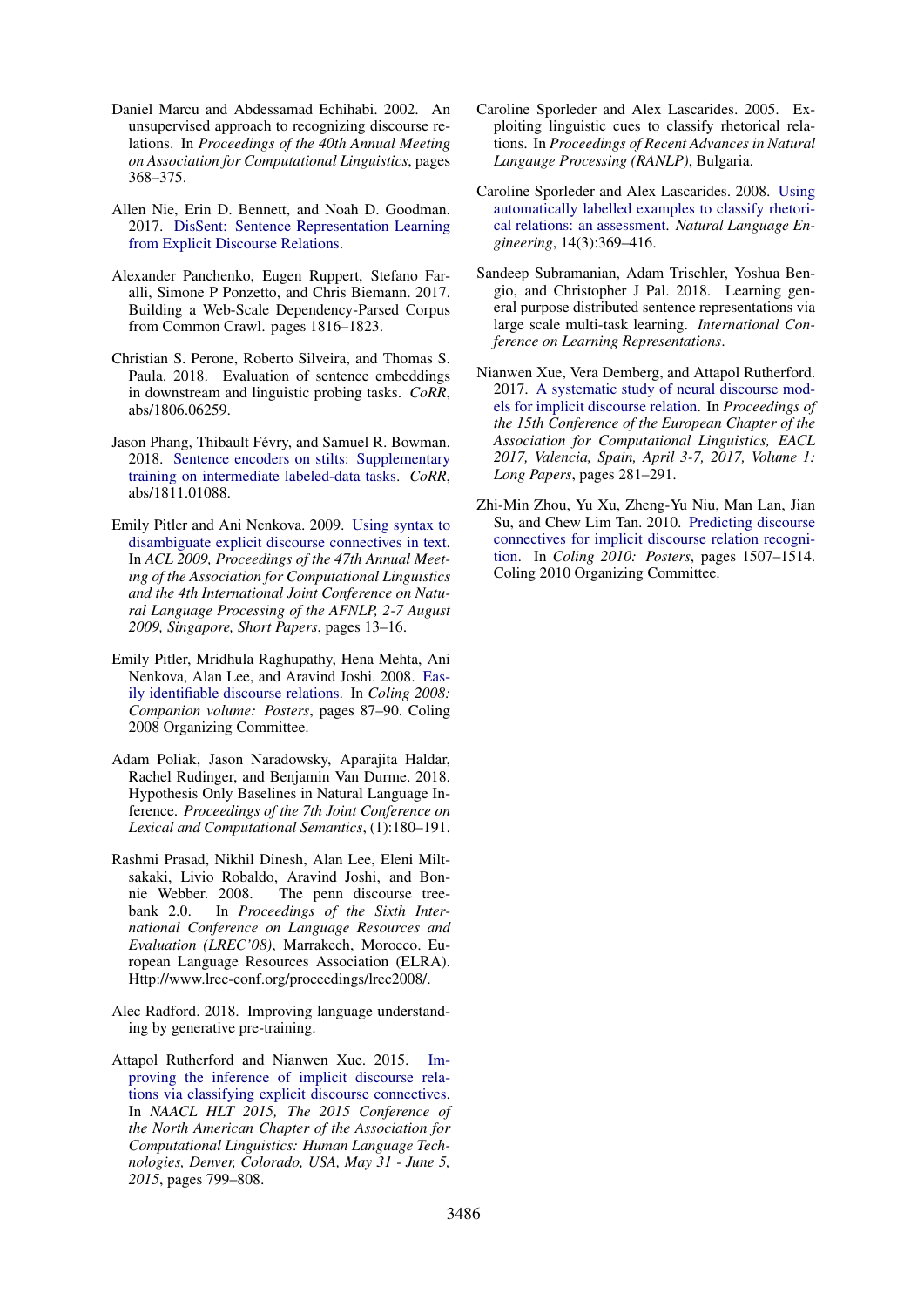Daniel Marcu and Abdessamad Echihabi. 2002. An unsupervised approach to recognizing discourse relations. In *Proceedings of the 40th Annual Meeting on Association for Computational Linguistics*, pages 368–375.

Allen Nie, Erin D. Bennett, and Noah D. Goodman. 2017. DisSent: Sentence Representation Learning from Explicit Discourse Relations.

Alexander Panchenko, Eugen Ruppert, Stefano Faralli, Simone P Ponzetto, and Chris Biemann. 2017. Building a Web-Scale Dependency-Parsed Corpus from Common Crawl. pages 1816–1823.

Christian S. Perone, Roberto Silveira, and Thomas S. Paula. 2018. Evaluation of sentence embeddings in downstream and linguistic probing tasks. *CoRR*, abs/1806.06259.

Jason Phang, Thibault Févry, and Samuel R. Bowman. 2018. Sentence encoders on stilts: Supplementary training on intermediate labeled-data tasks. *CoRR*, abs/1811.01088.

Emily Pitler and Ani Nenkova. 2009. Using syntax to disambiguate explicit discourse connectives in text. In *ACL 2009, Proceedings of the 47th Annual Meeting of the Association for Computational Linguistics and the 4th International Joint Conference on Natural Language Processing of the AFNLP, 2-7 August 2009, Singapore, Short Papers*, pages 13–16.

Emily Pitler, Mridhula Raghupathy, Hena Mehta, Ani Nenkova, Alan Lee, and Aravind Joshi. 2008. Easily identifiable discourse relations. In *Coling 2008: Companion volume: Posters*, pages 87–90. Coling 2008 Organizing Committee.

Adam Poliak, Jason Naradowsky, Aparajita Haldar, Rachel Rudinger, and Benjamin Van Durme. 2018. Hypothesis Only Baselines in Natural Language Inference. *Proceedings of the 7th Joint Conference on Lexical and Computational Semantics*, (1):180–191.

Rashmi Prasad, Nikhil Dinesh, Alan Lee, Eleni Miltsakaki, Livio Robaldo, Aravind Joshi, and Bonnie Webber. 2008. The penn discourse treebank 2.0. In *Proceedings of the Sixth International Conference on Language Resources and Evaluation (LREC'08)*, Marrakech, Morocco. European Language Resources Association (ELRA). Http://www.lrec-conf.org/proceedings/lrec2008/.

Alec Radford. 2018. Improving language understanding by generative pre-training.

Attapol Rutherford and Nianwen Xue. 2015. Improving the inference of implicit discourse relations via classifying explicit discourse connectives. In *NAACL HLT 2015, The 2015 Conference of the North American Chapter of the Association for Computational Linguistics: Human Language Technologies, Denver, Colorado, USA, May 31 - June 5, 2015*, pages 799–808.

Caroline Sporleder and Alex Lascarides. 2005. Exploiting linguistic cues to classify rhetorical relations. In *Proceedings of Recent Advances in Natural Langauge Processing (RANLP)*, Bulgaria.

Caroline Sporleder and Alex Lascarides. 2008. Using automatically labelled examples to classify rhetorical relations: an assessment. *Natural Language Engineering*, 14(3):369–416.

Sandeep Subramanian, Adam Trischler, Yoshua Bengio, and Christopher J Pal. 2018. Learning general purpose distributed sentence representations via large scale multi-task learning. *International Conference on Learning Representations*.

Nianwen Xue, Vera Demberg, and Attapol Rutherford. 2017. A systematic study of neural discourse models for implicit discourse relation. In *Proceedings of the 15th Conference of the European Chapter of the Association for Computational Linguistics, EACL 2017, Valencia, Spain, April 3-7, 2017, Volume 1: Long Papers*, pages 281–291.

Zhi-Min Zhou, Yu Xu, Zheng-Yu Niu, Man Lan, Jian Su, and Chew Lim Tan. 2010. Predicting discourse connectives for implicit discourse relation recognition. In *Coling 2010: Posters*, pages 1507–1514. Coling 2010 Organizing Committee.